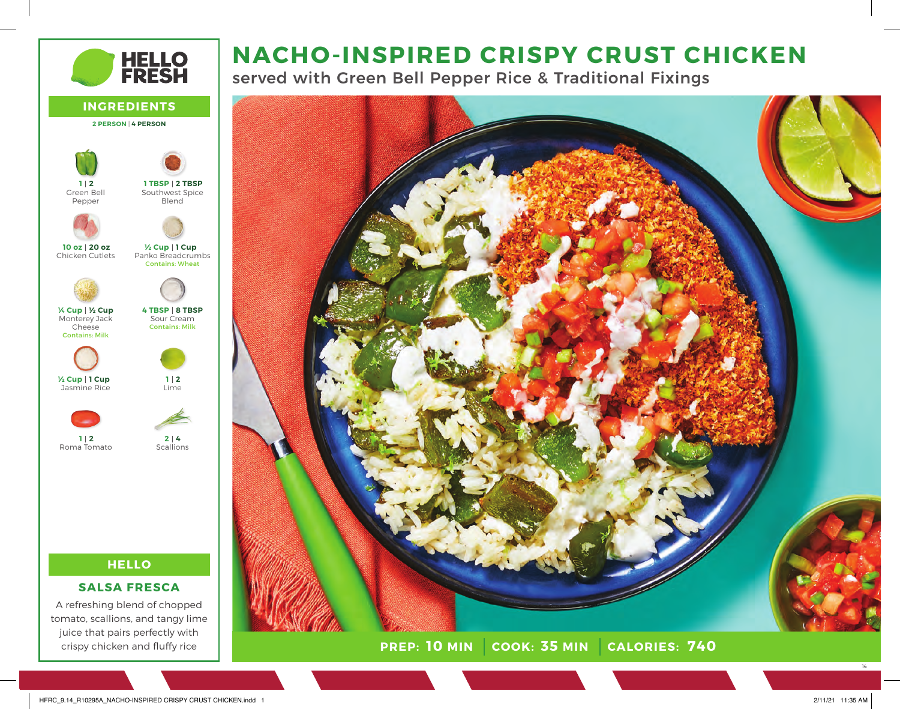# NACHO-INSPIRED CRISPY CRUST CHICKEN

served with Green Bell Pepper Rice & Traditional Fixings

**PREP: 10 MIN** | **COOK: 35 MIN** | **CALORIES: 740**

HELLO FRESH

## INGREDIENTS

**2 PERSON | 4 PERSON**

- **1 | 2** Green Bell Pepper
- **1 TBSP | 2 TBSP** Southwest Spice Blend
- **10 oz | 20 oz** Chicken Cutlets
- **½ Cup | 1 Cup** Panko Breadcrumbs — Contains: Wheat
- **¼ Cup | ½ Cup** Monterey Jack Cheese — Contains: Milk
- **4 TBSP | 8 TBSP** Sour Cream — Contains: Milk
- **½ Cup | 1 Cup** Jasmine Rice
- **1 | 2** Lime
- **1 | 2** Roma Tomato
- **2 | 4** Scallions

## HELLO

### SALSA FRESCA

A refreshing blend of chopped tomato, scallions, and tangy lime juice that pairs perfectly with crispy chicken and fluffy rice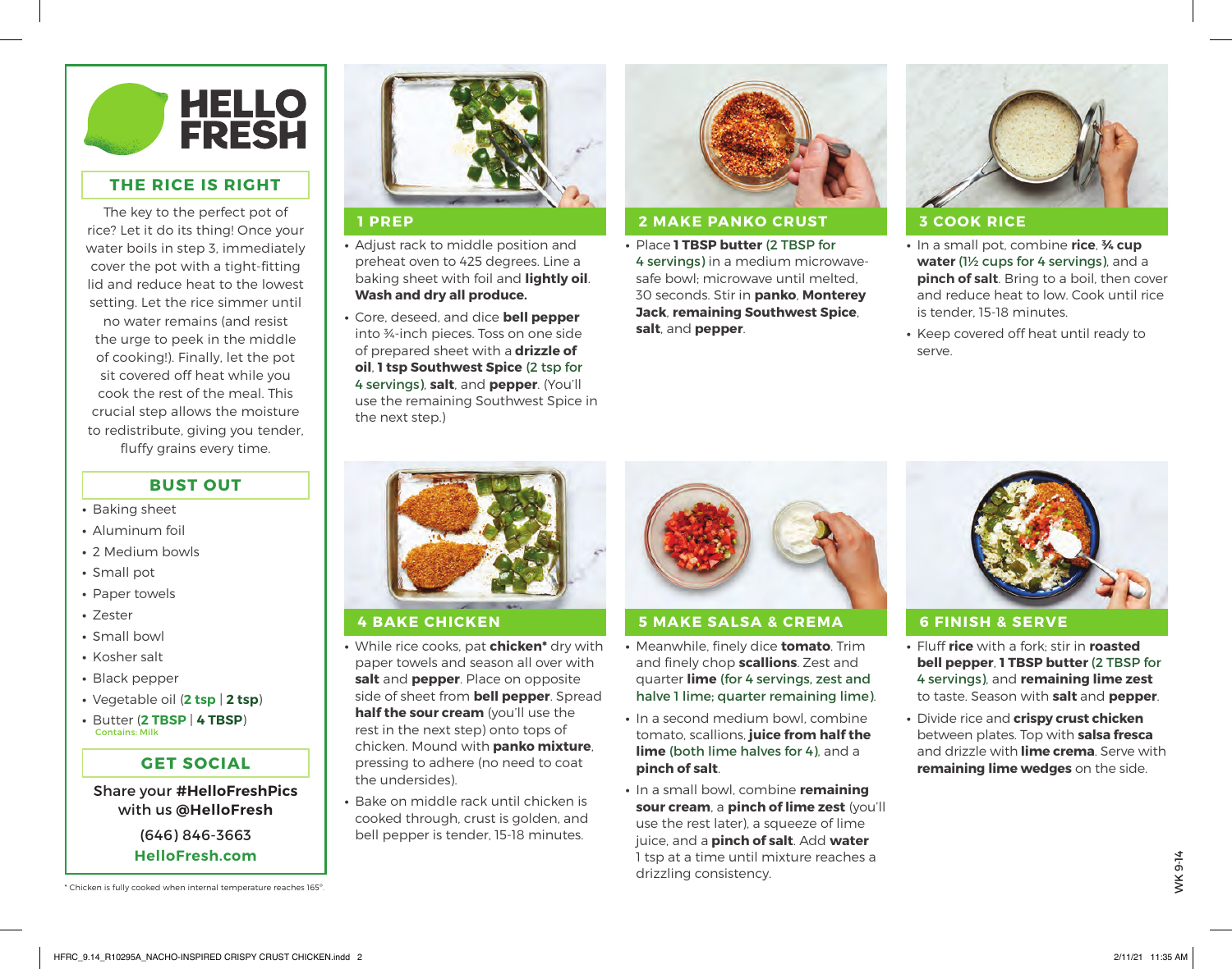# HELLO FRESH

## THE RICE IS RIGHT

The key to the perfect pot of rice? Let it do its thing! Once your water boils in step 3, immediately cover the pot with a tight-fitting lid and reduce heat to the lowest setting. Let the rice simmer until no water remains (and resist the urge to peek in the middle of cooking!). Finally, let the pot sit covered off heat while you cook the rest of the meal. This crucial step allows the moisture to redistribute, giving you tender, fluffy grains every time.

## BUST OUT

- Baking sheet
- Aluminum foil
- 2 Medium bowls
- Small pot
- Paper towels
- Zester
- Small bowl
- Kosher salt
- Black pepper
- Vegetable oil (**2 tsp** | **2 tsp**)
- Butter (**2 TBSP** | **4 TBSP**)
  Contains: Milk

## GET SOCIAL

Share your **#HelloFreshPics** with us **@HelloFresh**

(646) 846-3663

**HelloFresh.com**

\* Chicken is fully cooked when internal temperature reaches 165°.

## 1 PREP

- Adjust rack to middle position and preheat oven to 425 degrees. Line a baking sheet with foil and **lightly oil**. **Wash and dry all produce.**
- Core, deseed, and dice **bell pepper** into ¾-inch pieces. Toss on one side of prepared sheet with a **drizzle of oil**, **1 tsp Southwest Spice** (2 tsp for 4 servings), **salt**, and **pepper**. (You'll use the remaining Southwest Spice in the next step.)

## 2 MAKE PANKO CRUST

- Place **1 TBSP butter** (2 TBSP for 4 servings) in a medium microwave-safe bowl; microwave until melted, 30 seconds. Stir in **panko**, **Monterey Jack**, **remaining Southwest Spice**, **salt**, and **pepper**.

## 3 COOK RICE

- In a small pot, combine **rice**, **¾ cup water** (1½ cups for 4 servings), and a **pinch of salt**. Bring to a boil, then cover and reduce heat to low. Cook until rice is tender, 15-18 minutes.
- Keep covered off heat until ready to serve.

## 4 BAKE CHICKEN

- While rice cooks, pat **chicken\*** dry with paper towels and season all over with **salt** and **pepper**. Place on opposite side of sheet from **bell pepper**. Spread **half the sour cream** (you'll use the rest in the next step) onto tops of chicken. Mound with **panko mixture**, pressing to adhere (no need to coat the undersides).
- Bake on middle rack until chicken is cooked through, crust is golden, and bell pepper is tender, 15-18 minutes.

## 5 MAKE SALSA & CREMA

- Meanwhile, finely dice **tomato**. Trim and finely chop **scallions**. Zest and quarter **lime** (for 4 servings, zest and halve 1 lime; quarter remaining lime).
- In a second medium bowl, combine tomato, scallions, **juice from half the lime** (both lime halves for 4), and a **pinch of salt**.
- In a small bowl, combine **remaining sour cream**, a **pinch of lime zest** (you'll use the rest later), a squeeze of lime juice, and a **pinch of salt**. Add **water** 1 tsp at a time until mixture reaches a drizzling consistency.

## 6 FINISH & SERVE

- Fluff **rice** with a fork; stir in **roasted bell pepper**, **1 TBSP butter** (2 TBSP for 4 servings), and **remaining lime zest** to taste. Season with **salt** and **pepper**.
- Divide rice and **crispy crust chicken** between plates. Top with **salsa fresca** and drizzle with **lime crema**. Serve with **remaining lime wedges** on the side.

WK 9-14